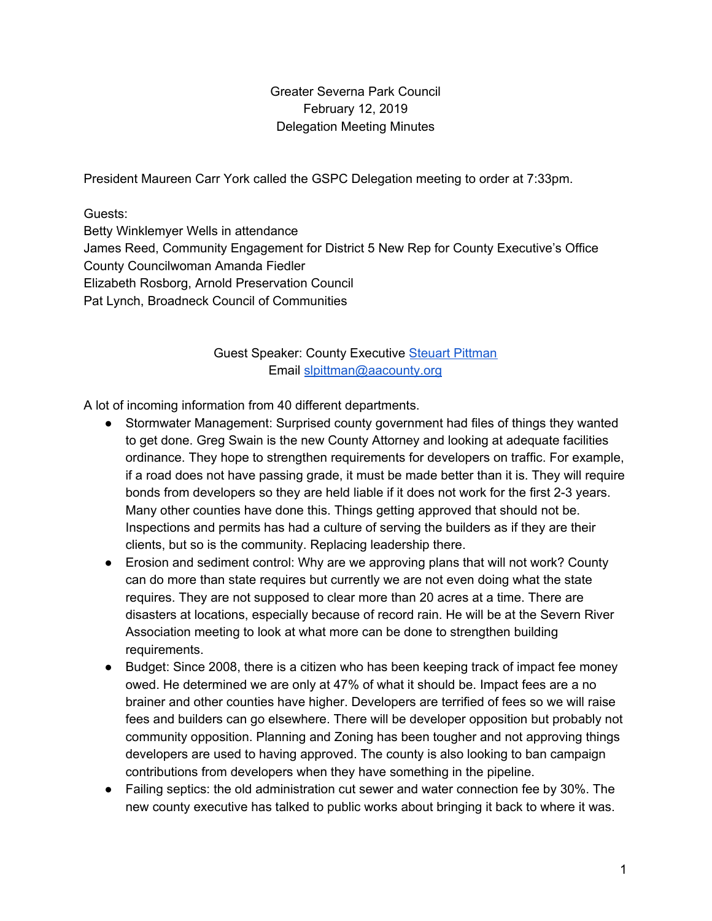Greater Severna Park Council
February 12, 2019
Delegation Meeting Minutes

President Maureen Carr York called the GSPC Delegation meeting to order at 7:33pm.

Guests:
Betty Winklemyer Wells in attendance
James Reed, Community Engagement for District 5 New Rep for County Executive's Office
County Councilwoman Amanda Fiedler
Elizabeth Rosborg, Arnold Preservation Council
Pat Lynch, Broadneck Council of Communities

Guest Speaker: County Executive [Steuart Pittman](#)
Email [slpittman@aacounty.org](mailto:slpittman@aacounty.org)

A lot of incoming information from 40 different departments.

- Stormwater Management: Surprised county government had files of things they wanted to get done. Greg Swain is the new County Attorney and looking at adequate facilities ordinance. They hope to strengthen requirements for developers on traffic. For example, if a road does not have passing grade, it must be made better than it is. They will require bonds from developers so they are held liable if it does not work for the first 2-3 years. Many other counties have done this. Things getting approved that should not be. Inspections and permits has had a culture of serving the builders as if they are their clients, but so is the community. Replacing leadership there.
- Erosion and sediment control: Why are we approving plans that will not work? County can do more than state requires but currently we are not even doing what the state requires. They are not supposed to clear more than 20 acres at a time. There are disasters at locations, especially because of record rain. He will be at the Severn River Association meeting to look at what more can be done to strengthen building requirements.
- Budget: Since 2008, there is a citizen who has been keeping track of impact fee money owed. He determined we are only at 47% of what it should be. Impact fees are a no brainer and other counties have higher. Developers are terrified of fees so we will raise fees and builders can go elsewhere. There will be developer opposition but probably not community opposition. Planning and Zoning has been tougher and not approving things developers are used to having approved. The county is also looking to ban campaign contributions from developers when they have something in the pipeline.
- Failing septics: the old administration cut sewer and water connection fee by 30%. The new county executive has talked to public works about bringing it back to where it was.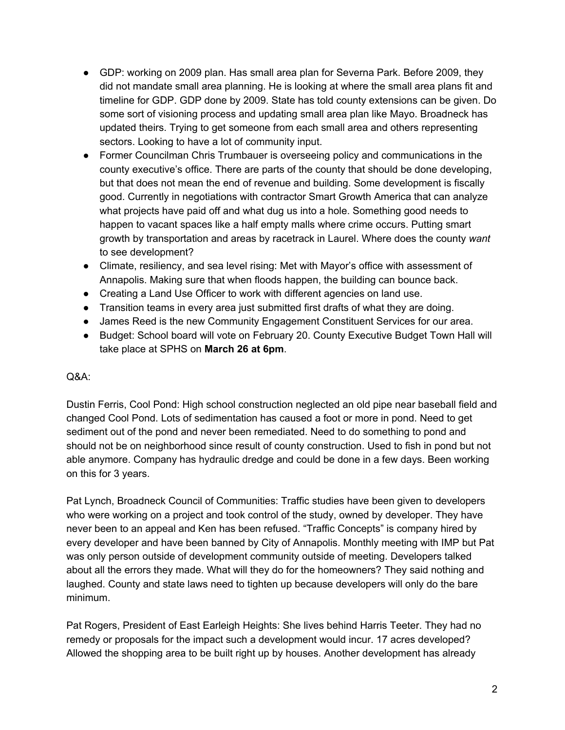- GDP: working on 2009 plan. Has small area plan for Severna Park. Before 2009, they did not mandate small area planning. He is looking at where the small area plans fit and timeline for GDP. GDP done by 2009. State has told county extensions can be given. Do some sort of visioning process and updating small area plan like Mayo. Broadneck has updated theirs. Trying to get someone from each small area and others representing sectors. Looking to have a lot of community input.
- Former Councilman Chris Trumbauer is overseeing policy and communications in the county executive's office. There are parts of the county that should be done developing, but that does not mean the end of revenue and building. Some development is fiscally good. Currently in negotiations with contractor Smart Growth America that can analyze what projects have paid off and what dug us into a hole. Something good needs to happen to vacant spaces like a half empty malls where crime occurs. Putting smart growth by transportation and areas by racetrack in Laurel. Where does the county *want* to see development?
- Climate, resiliency, and sea level rising: Met with Mayor's office with assessment of Annapolis. Making sure that when floods happen, the building can bounce back.
- Creating a Land Use Officer to work with different agencies on land use.
- Transition teams in every area just submitted first drafts of what they are doing.
- James Reed is the new Community Engagement Constituent Services for our area.
- Budget: School board will vote on February 20. County Executive Budget Town Hall will take place at SPHS on **March 26 at 6pm**.

Q&A:

Dustin Ferris, Cool Pond: High school construction neglected an old pipe near baseball field and changed Cool Pond. Lots of sedimentation has caused a foot or more in pond. Need to get sediment out of the pond and never been remediated. Need to do something to pond and should not be on neighborhood since result of county construction. Used to fish in pond but not able anymore. Company has hydraulic dredge and could be done in a few days. Been working on this for 3 years.

Pat Lynch, Broadneck Council of Communities: Traffic studies have been given to developers who were working on a project and took control of the study, owned by developer. They have never been to an appeal and Ken has been refused. "Traffic Concepts" is company hired by every developer and have been banned by City of Annapolis. Monthly meeting with IMP but Pat was only person outside of development community outside of meeting. Developers talked about all the errors they made. What will they do for the homeowners? They said nothing and laughed. County and state laws need to tighten up because developers will only do the bare minimum.

Pat Rogers, President of East Earleigh Heights: She lives behind Harris Teeter. They had no remedy or proposals for the impact such a development would incur. 17 acres developed? Allowed the shopping area to be built right up by houses. Another development has already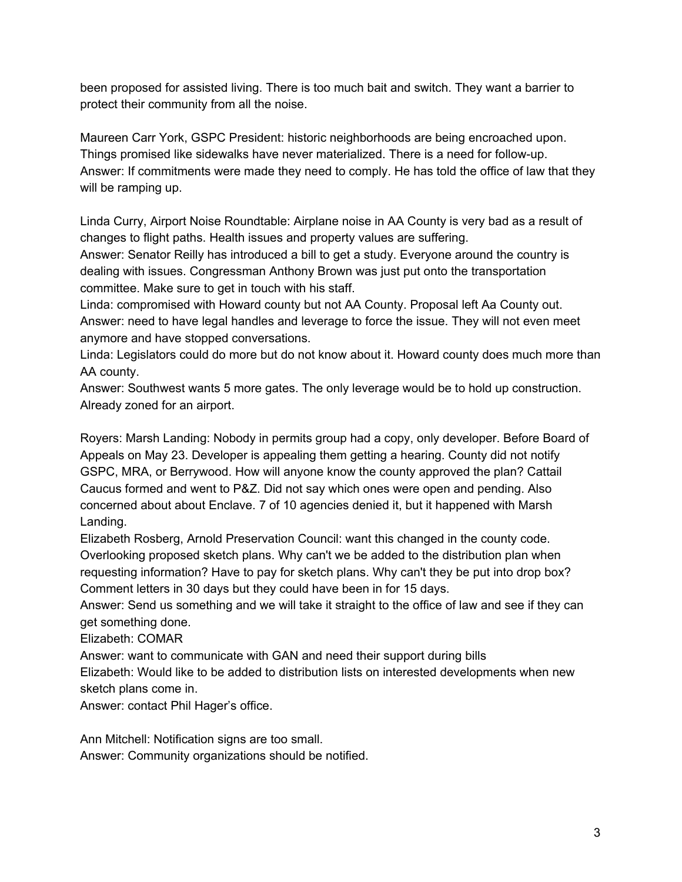been proposed for assisted living. There is too much bait and switch. They want a barrier to protect their community from all the noise.

Maureen Carr York, GSPC President: historic neighborhoods are being encroached upon. Things promised like sidewalks have never materialized. There is a need for follow-up.
Answer: If commitments were made they need to comply. He has told the office of law that they will be ramping up.

Linda Curry, Airport Noise Roundtable: Airplane noise in AA County is very bad as a result of changes to flight paths. Health issues and property values are suffering.
Answer: Senator Reilly has introduced a bill to get a study. Everyone around the country is dealing with issues. Congressman Anthony Brown was just put onto the transportation committee. Make sure to get in touch with his staff.
Linda: compromised with Howard county but not AA County. Proposal left Aa County out.
Answer: need to have legal handles and leverage to force the issue. They will not even meet anymore and have stopped conversations.
Linda: Legislators could do more but do not know about it. Howard county does much more than AA county.
Answer: Southwest wants 5 more gates. The only leverage would be to hold up construction. Already zoned for an airport.

Royers: Marsh Landing: Nobody in permits group had a copy, only developer. Before Board of Appeals on May 23. Developer is appealing them getting a hearing. County did not notify GSPC, MRA, or Berrywood. How will anyone know the county approved the plan? Cattail Caucus formed and went to P&Z. Did not say which ones were open and pending. Also concerned about about Enclave. 7 of 10 agencies denied it, but it happened with Marsh Landing.
Elizabeth Rosberg, Arnold Preservation Council: want this changed in the county code. Overlooking proposed sketch plans. Why can't we be added to the distribution plan when requesting information? Have to pay for sketch plans. Why can't they be put into drop box? Comment letters in 30 days but they could have been in for 15 days.
Answer: Send us something and we will take it straight to the office of law and see if they can get something done.
Elizabeth: COMAR
Answer: want to communicate with GAN and need their support during bills
Elizabeth: Would like to be added to distribution lists on interested developments when new sketch plans come in.
Answer: contact Phil Hager's office.

Ann Mitchell: Notification signs are too small.
Answer: Community organizations should be notified.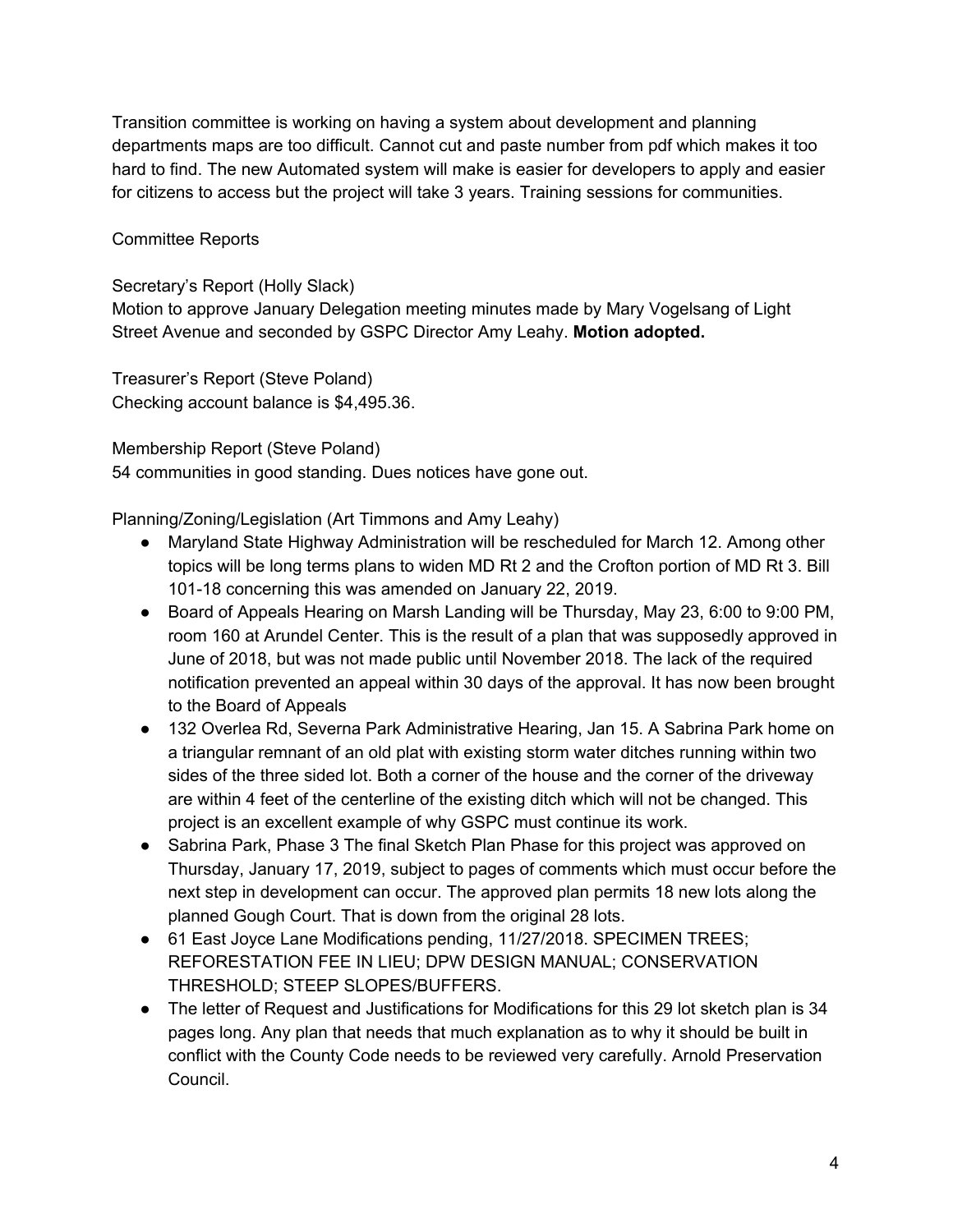Transition committee is working on having a system about development and planning departments maps are too difficult. Cannot cut and paste number from pdf which makes it too hard to find. The new Automated system will make is easier for developers to apply and easier for citizens to access but the project will take 3 years. Training sessions for communities.

Committee Reports

Secretary's Report (Holly Slack)
Motion to approve January Delegation meeting minutes made by Mary Vogelsang of Light Street Avenue and seconded by GSPC Director Amy Leahy. **Motion adopted.**

Treasurer's Report (Steve Poland)
Checking account balance is $4,495.36.

Membership Report (Steve Poland)
54 communities in good standing. Dues notices have gone out.

Planning/Zoning/Legislation (Art Timmons and Amy Leahy)

- Maryland State Highway Administration will be rescheduled for March 12. Among other topics will be long terms plans to widen MD Rt 2 and the Crofton portion of MD Rt 3. Bill 101-18 concerning this was amended on January 22, 2019.
- Board of Appeals Hearing on Marsh Landing will be Thursday, May 23, 6:00 to 9:00 PM, room 160 at Arundel Center. This is the result of a plan that was supposedly approved in June of 2018, but was not made public until November 2018. The lack of the required notification prevented an appeal within 30 days of the approval. It has now been brought to the Board of Appeals
- 132 Overlea Rd, Severna Park Administrative Hearing, Jan 15. A Sabrina Park home on a triangular remnant of an old plat with existing storm water ditches running within two sides of the three sided lot. Both a corner of the house and the corner of the driveway are within 4 feet of the centerline of the existing ditch which will not be changed. This project is an excellent example of why GSPC must continue its work.
- Sabrina Park, Phase 3 The final Sketch Plan Phase for this project was approved on Thursday, January 17, 2019, subject to pages of comments which must occur before the next step in development can occur. The approved plan permits 18 new lots along the planned Gough Court. That is down from the original 28 lots.
- 61 East Joyce Lane Modifications pending, 11/27/2018. SPECIMEN TREES; REFORESTATION FEE IN LIEU; DPW DESIGN MANUAL; CONSERVATION THRESHOLD; STEEP SLOPES/BUFFERS.
- The letter of Request and Justifications for Modifications for this 29 lot sketch plan is 34 pages long. Any plan that needs that much explanation as to why it should be built in conflict with the County Code needs to be reviewed very carefully. Arnold Preservation Council.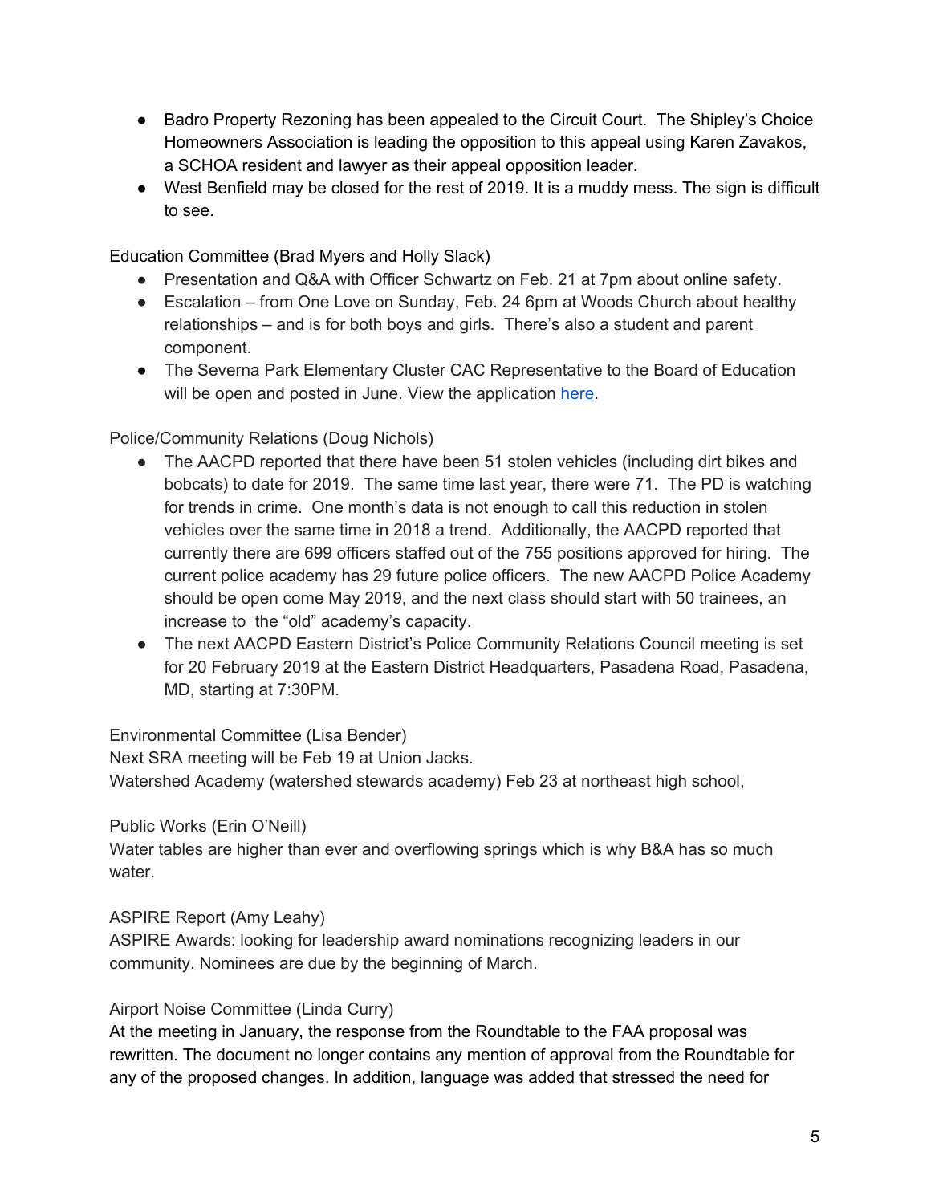- Badro Property Rezoning has been appealed to the Circuit Court. The Shipley's Choice Homeowners Association is leading the opposition to this appeal using Karen Zavakos, a SCHOA resident and lawyer as their appeal opposition leader.
- West Benfield may be closed for the rest of 2019. It is a muddy mess. The sign is difficult to see.

Education Committee (Brad Myers and Holly Slack)

- Presentation and Q&A with Officer Schwartz on Feb. 21 at 7pm about online safety.
- Escalation – from One Love on Sunday, Feb. 24 6pm at Woods Church about healthy relationships – and is for both boys and girls. There's also a student and parent component.
- The Severna Park Elementary Cluster CAC Representative to the Board of Education will be open and posted in June. View the application here.

Police/Community Relations (Doug Nichols)

- The AACPD reported that there have been 51 stolen vehicles (including dirt bikes and bobcats) to date for 2019. The same time last year, there were 71. The PD is watching for trends in crime. One month's data is not enough to call this reduction in stolen vehicles over the same time in 2018 a trend. Additionally, the AACPD reported that currently there are 699 officers staffed out of the 755 positions approved for hiring. The current police academy has 29 future police officers. The new AACPD Police Academy should be open come May 2019, and the next class should start with 50 trainees, an increase to the "old" academy's capacity.
- The next AACPD Eastern District's Police Community Relations Council meeting is set for 20 February 2019 at the Eastern District Headquarters, Pasadena Road, Pasadena, MD, starting at 7:30PM.

Environmental Committee (Lisa Bender)

Next SRA meeting will be Feb 19 at Union Jacks.

Watershed Academy (watershed stewards academy) Feb 23 at northeast high school,

Public Works (Erin O'Neill)

Water tables are higher than ever and overflowing springs which is why B&A has so much water.

ASPIRE Report (Amy Leahy)

ASPIRE Awards: looking for leadership award nominations recognizing leaders in our community. Nominees are due by the beginning of March.

Airport Noise Committee (Linda Curry)

At the meeting in January, the response from the Roundtable to the FAA proposal was rewritten. The document no longer contains any mention of approval from the Roundtable for any of the proposed changes. In addition, language was added that stressed the need for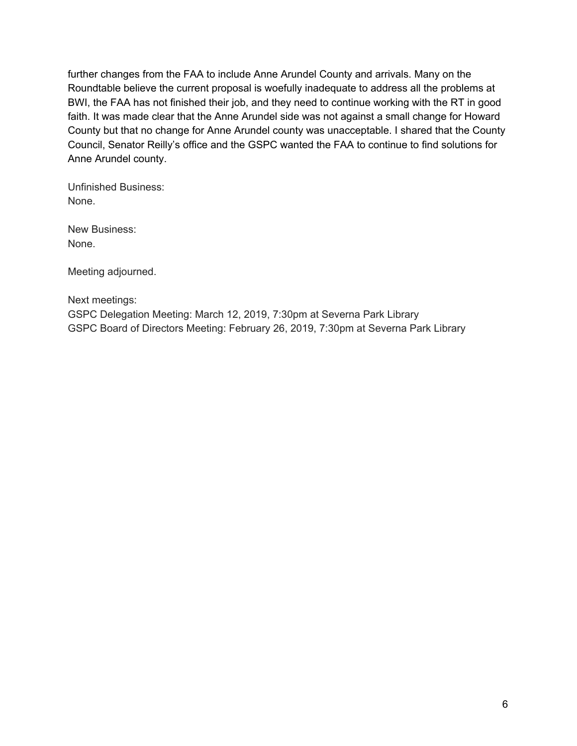further changes from the FAA to include Anne Arundel County and arrivals. Many on the Roundtable believe the current proposal is woefully inadequate to address all the problems at BWI, the FAA has not finished their job, and they need to continue working with the RT in good faith. It was made clear that the Anne Arundel side was not against a small change for Howard County but that no change for Anne Arundel county was unacceptable. I shared that the County Council, Senator Reilly's office and the GSPC wanted the FAA to continue to find solutions for Anne Arundel county.

Unfinished Business:
None.

New Business:
None.

Meeting adjourned.

Next meetings:
GSPC Delegation Meeting: March 12, 2019, 7:30pm at Severna Park Library
GSPC Board of Directors Meeting: February 26, 2019, 7:30pm at Severna Park Library